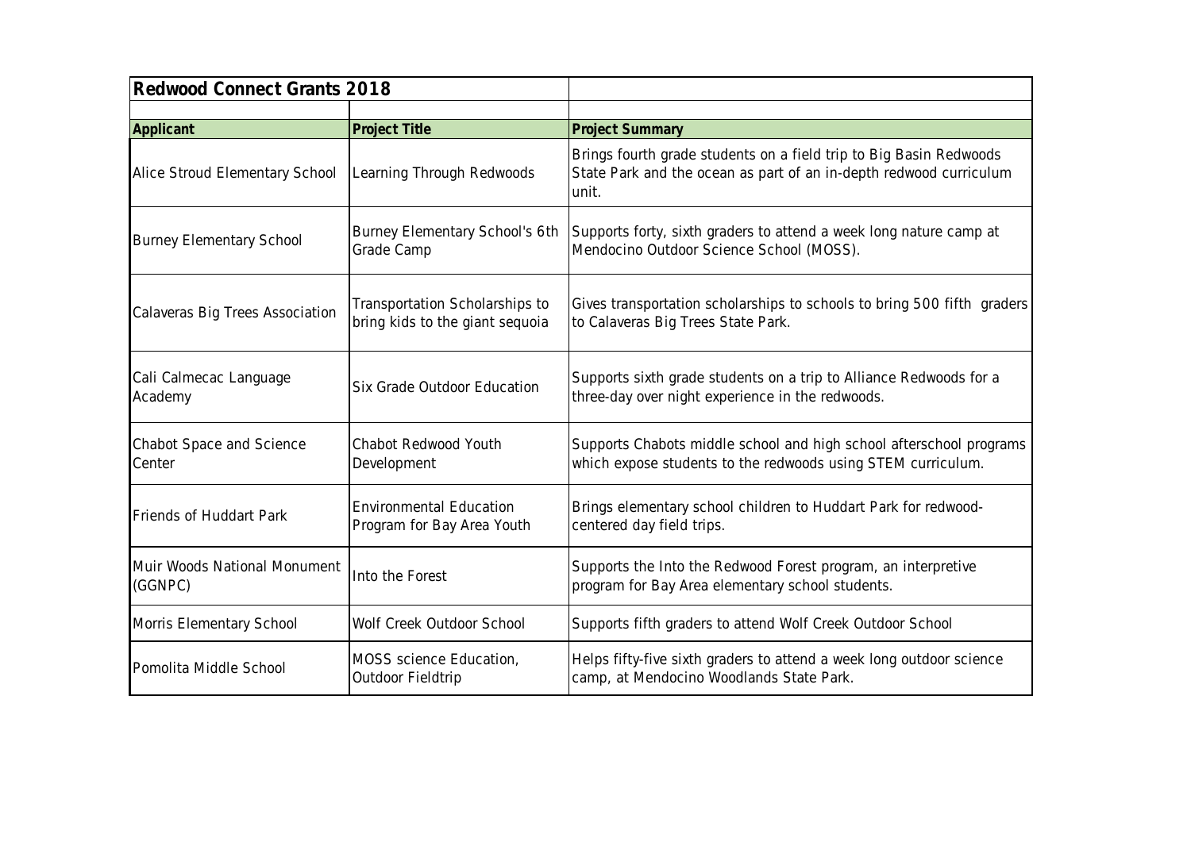# Redwood Connect Grants 2018

| Applicant | Project Title | Project Summary |
|---|---|---|
| Alice Stroud Elementary School | Learning Through Redwoods | Brings fourth grade students on a field trip to Big Basin Redwoods State Park and the ocean as part of an in-depth redwood curriculum unit. |
| Burney Elementary School | Burney Elementary School's 6th Grade Camp | Supports forty, sixth graders to attend a week long nature camp at Mendocino Outdoor Science School (MOSS). |
| Calaveras Big Trees Association | Transportation Scholarships to bring kids to the giant sequoia | Gives transportation scholarships to schools to bring 500 fifth graders to Calaveras Big Trees State Park. |
| Cali Calmecac Language Academy | Six Grade Outdoor Education | Supports sixth grade students on a trip to Alliance Redwoods for a three-day over night experience in the redwoods. |
| Chabot Space and Science Center | Chabot Redwood Youth Development | Supports Chabots middle school and high school afterschool programs which expose students to the redwoods using STEM curriculum. |
| Friends of Huddart Park | Environmental Education Program for Bay Area Youth | Brings elementary school children to Huddart Park for redwood-centered day field trips. |
| Muir Woods National Monument (GGNPC) | Into the Forest | Supports the Into the Redwood Forest program, an interpretive program for Bay Area elementary school students. |
| Morris Elementary School | Wolf Creek Outdoor School | Supports fifth graders to attend Wolf Creek Outdoor School |
| Pomolita Middle School | MOSS science Education, Outdoor Fieldtrip | Helps fifty-five sixth graders to attend a week long outdoor science camp, at Mendocino Woodlands State Park. |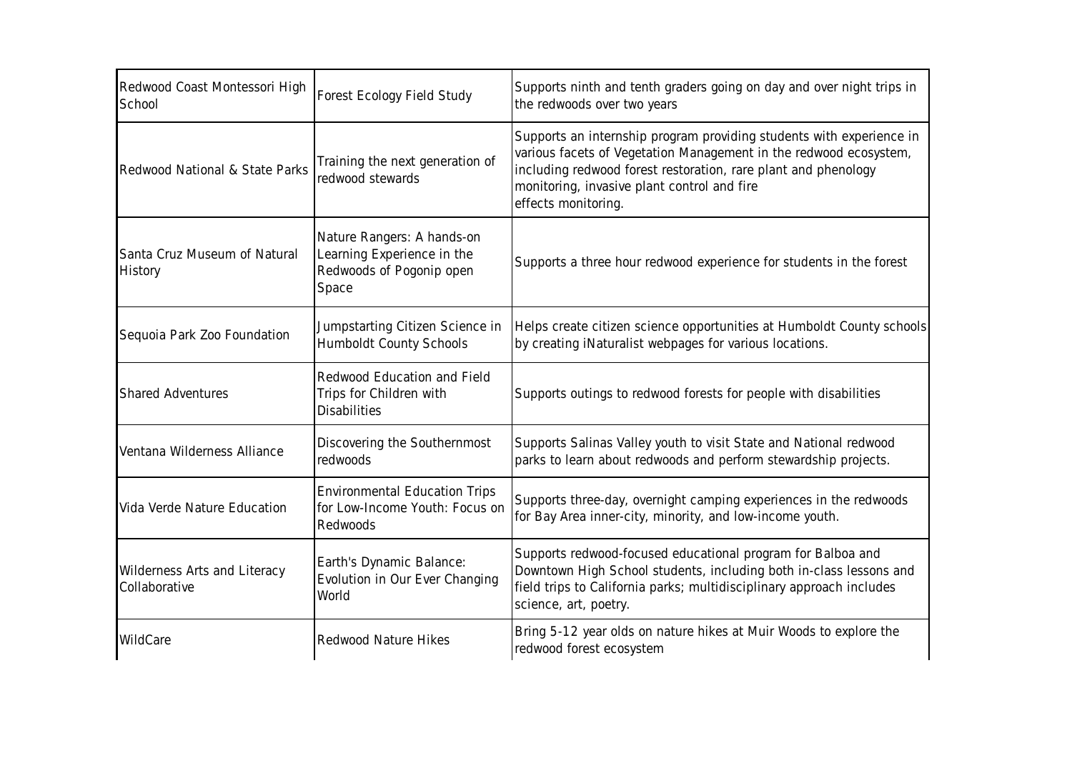| | | |
|---|---|---|
| Redwood Coast Montessori High School | Forest Ecology Field Study | Supports ninth and tenth graders going on day and over night trips in the redwoods over two years |
| Redwood National & State Parks | Training the next generation of redwood stewards | Supports an internship program providing students with experience in various facets of Vegetation Management in the redwood ecosystem, including redwood forest restoration, rare plant and phenology monitoring, invasive plant control and fire effects monitoring. |
| Santa Cruz Museum of Natural History | Nature Rangers: A hands-on Learning Experience in the Redwoods of Pogonip open Space | Supports a three hour redwood experience for students in the forest |
| Sequoia Park Zoo Foundation | Jumpstarting Citizen Science in Humboldt County Schools | Helps create citizen science opportunities at Humboldt County schools by creating iNaturalist webpages for various locations. |
| Shared Adventures | Redwood Education and Field Trips for Children with Disabilities | Supports outings to redwood forests for people with disabilities |
| Ventana Wilderness Alliance | Discovering the Southernmost redwoods | Supports Salinas Valley youth to visit State and National redwood parks to learn about redwoods and perform stewardship projects. |
| Vida Verde Nature Education | Environmental Education Trips for Low-Income Youth: Focus on Redwoods | Supports three-day, overnight camping experiences in the redwoods for Bay Area inner-city, minority, and low-income youth. |
| Wilderness Arts and Literacy Collaborative | Earth's Dynamic Balance: Evolution in Our Ever Changing World | Supports redwood-focused educational program for Balboa and Downtown High School students, including both in-class lessons and field trips to California parks; multidisciplinary approach includes science, art, poetry. |
| WildCare | Redwood Nature Hikes | Bring 5-12 year olds on nature hikes at Muir Woods to explore the redwood forest ecosystem |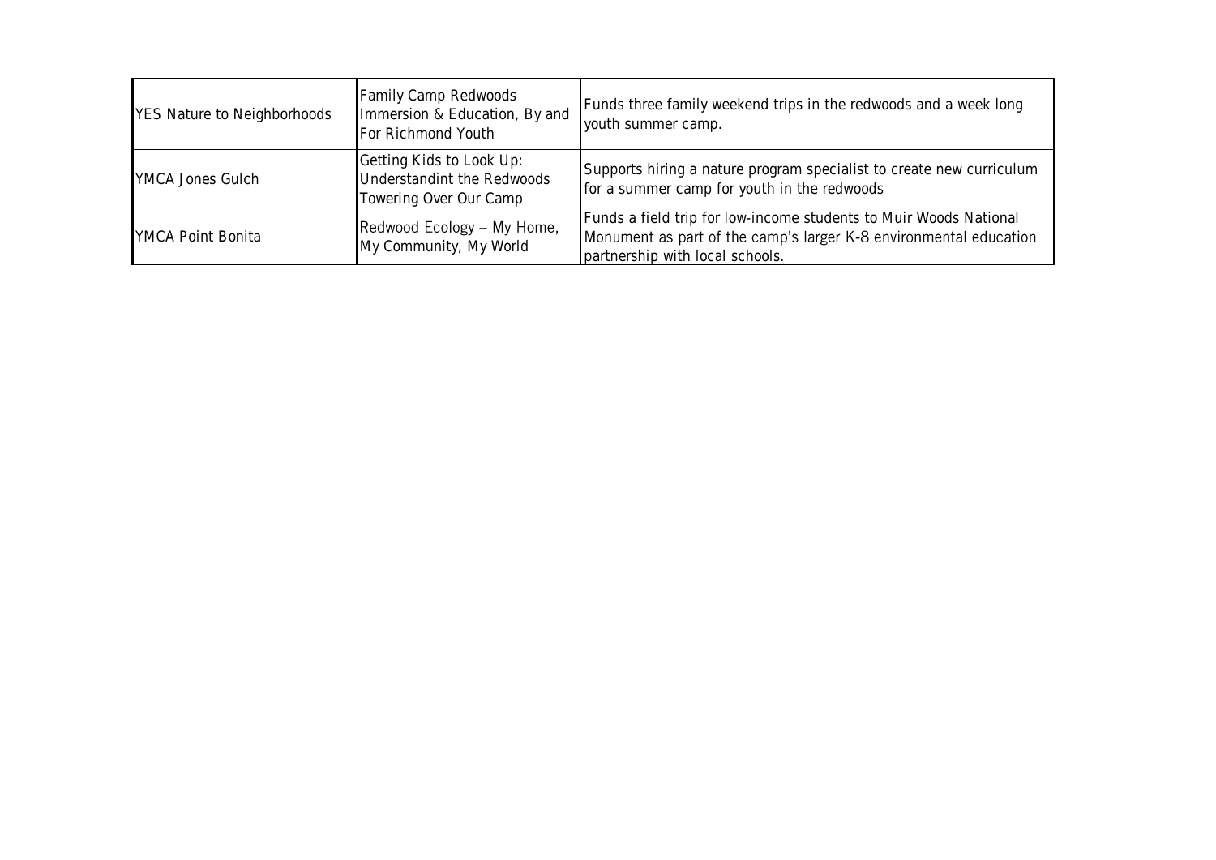| | | |
|---|---|---|
| YES Nature to Neighborhoods | Family Camp Redwoods Immersion & Education, By and For Richmond Youth | Funds three family weekend trips in the redwoods and a week long youth summer camp. |
| YMCA Jones Gulch | Getting Kids to Look Up: Understandint the Redwoods Towering Over Our Camp | Supports hiring a nature program specialist to create new curriculum for a summer camp for youth in the redwoods |
| YMCA Point Bonita | Redwood Ecology – My Home, My Community, My World | Funds a field trip for low-income students to Muir Woods National Monument as part of the camp's larger K-8 environmental education partnership with local schools. |